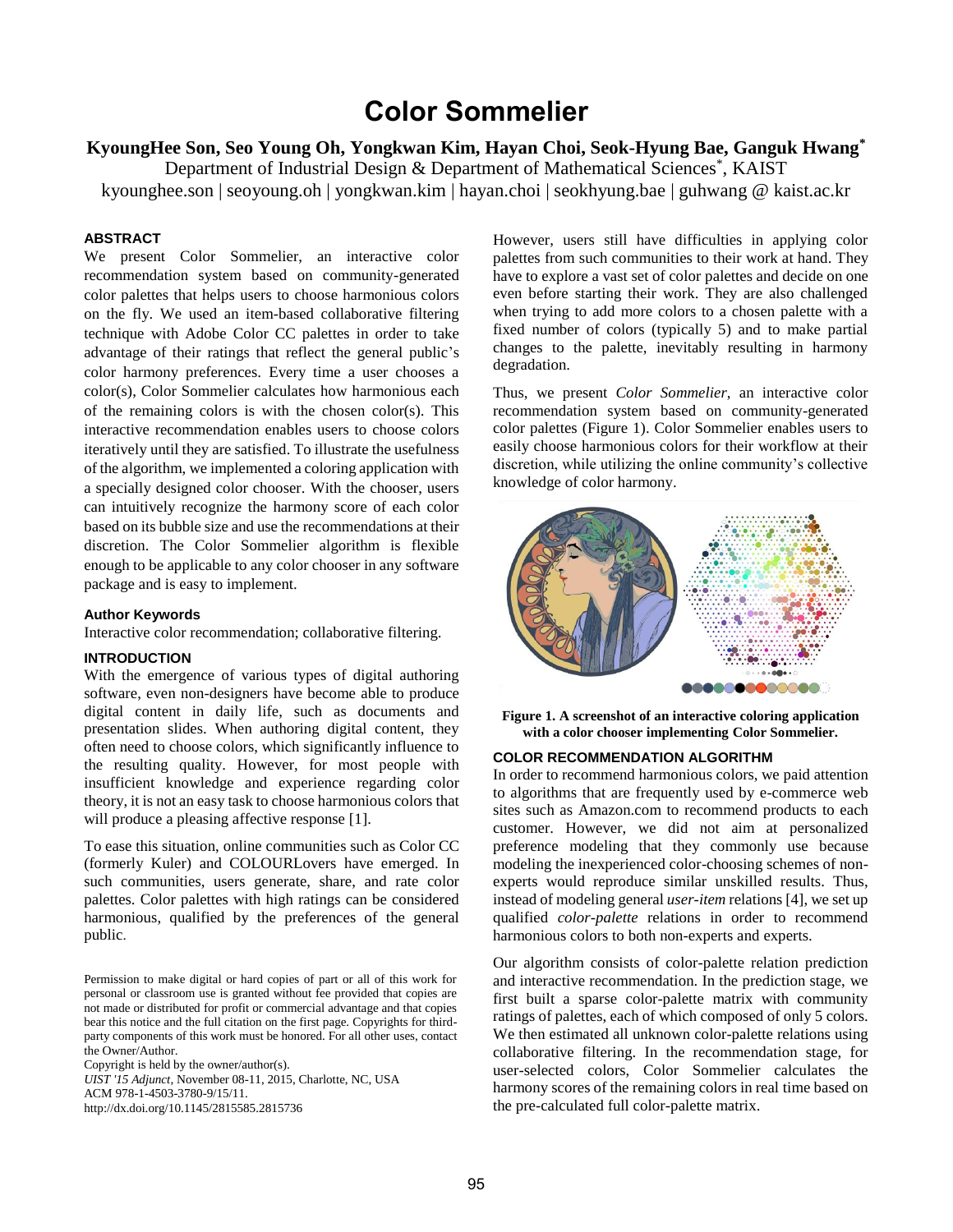# Color Sommelier

**KyoungHee Son, Seo Young Oh, Yongkwan Kim, Hayan Choi, Seok-Hyung Bae, Ganguk Hwang***

Department of Industrial Design & Department of Mathematical Sciences*, KAIST

kyounghee.son | seoyoung.oh | yongkwan.kim | hayan.choi | seokhyung.bae | guhwang @ kaist.ac.kr

## ABSTRACT

We present Color Sommelier, an interactive color recommendation system based on community-generated color palettes that helps users to choose harmonious colors on the fly. We used an item-based collaborative filtering technique with Adobe Color CC palettes in order to take advantage of their ratings that reflect the general public's color harmony preferences. Every time a user chooses a color(s), Color Sommelier calculates how harmonious each of the remaining colors is with the chosen color(s). This interactive recommendation enables users to choose colors iteratively until they are satisfied. To illustrate the usefulness of the algorithm, we implemented a coloring application with a specially designed color chooser. With the chooser, users can intuitively recognize the harmony score of each color based on its bubble size and use the recommendations at their discretion. The Color Sommelier algorithm is flexible enough to be applicable to any color chooser in any software package and is easy to implement.

## Author Keywords

Interactive color recommendation; collaborative filtering.

## INTRODUCTION

With the emergence of various types of digital authoring software, even non-designers have become able to produce digital content in daily life, such as documents and presentation slides. When authoring digital content, they often need to choose colors, which significantly influence to the resulting quality. However, for most people with insufficient knowledge and experience regarding color theory, it is not an easy task to choose harmonious colors that will produce a pleasing affective response [1].

To ease this situation, online communities such as Color CC (formerly Kuler) and COLOURLovers have emerged. In such communities, users generate, share, and rate color palettes. Color palettes with high ratings can be considered harmonious, qualified by the preferences of the general public.

Permission to make digital or hard copies of part or all of this work for personal or classroom use is granted without fee provided that copies are not made or distributed for profit or commercial advantage and that copies bear this notice and the full citation on the first page. Copyrights for third-party components of this work must be honored. For all other uses, contact the Owner/Author.

Copyright is held by the owner/author(s).

*UIST '15 Adjunct*, November 08-11, 2015, Charlotte, NC, USA

ACM 978-1-4503-3780-9/15/11.

http://dx.doi.org/10.1145/2815585.2815736

However, users still have difficulties in applying color palettes from such communities to their work at hand. They have to explore a vast set of color palettes and decide on one even before starting their work. They are also challenged when trying to add more colors to a chosen palette with a fixed number of colors (typically 5) and to make partial changes to the palette, inevitably resulting in harmony degradation.

Thus, we present *Color Sommelier*, an interactive color recommendation system based on community-generated color palettes (Figure 1). Color Sommelier enables users to easily choose harmonious colors for their workflow at their discretion, while utilizing the online community's collective knowledge of color harmony.

**Figure 1. A screenshot of an interactive coloring application with a color chooser implementing Color Sommelier.**

## COLOR RECOMMENDATION ALGORITHM

In order to recommend harmonious colors, we paid attention to algorithms that are frequently used by e-commerce web sites such as Amazon.com to recommend products to each customer. However, we did not aim at personalized preference modeling that they commonly use because modeling the inexperienced color-choosing schemes of non-experts would reproduce similar unskilled results. Thus, instead of modeling general *user-item* relations [4], we set up qualified *color-palette* relations in order to recommend harmonious colors to both non-experts and experts.

Our algorithm consists of color-palette relation prediction and interactive recommendation. In the prediction stage, we first built a sparse color-palette matrix with community ratings of palettes, each of which composed of only 5 colors. We then estimated all unknown color-palette relations using collaborative filtering. In the recommendation stage, for user-selected colors, Color Sommelier calculates the harmony scores of the remaining colors in real time based on the pre-calculated full color-palette matrix.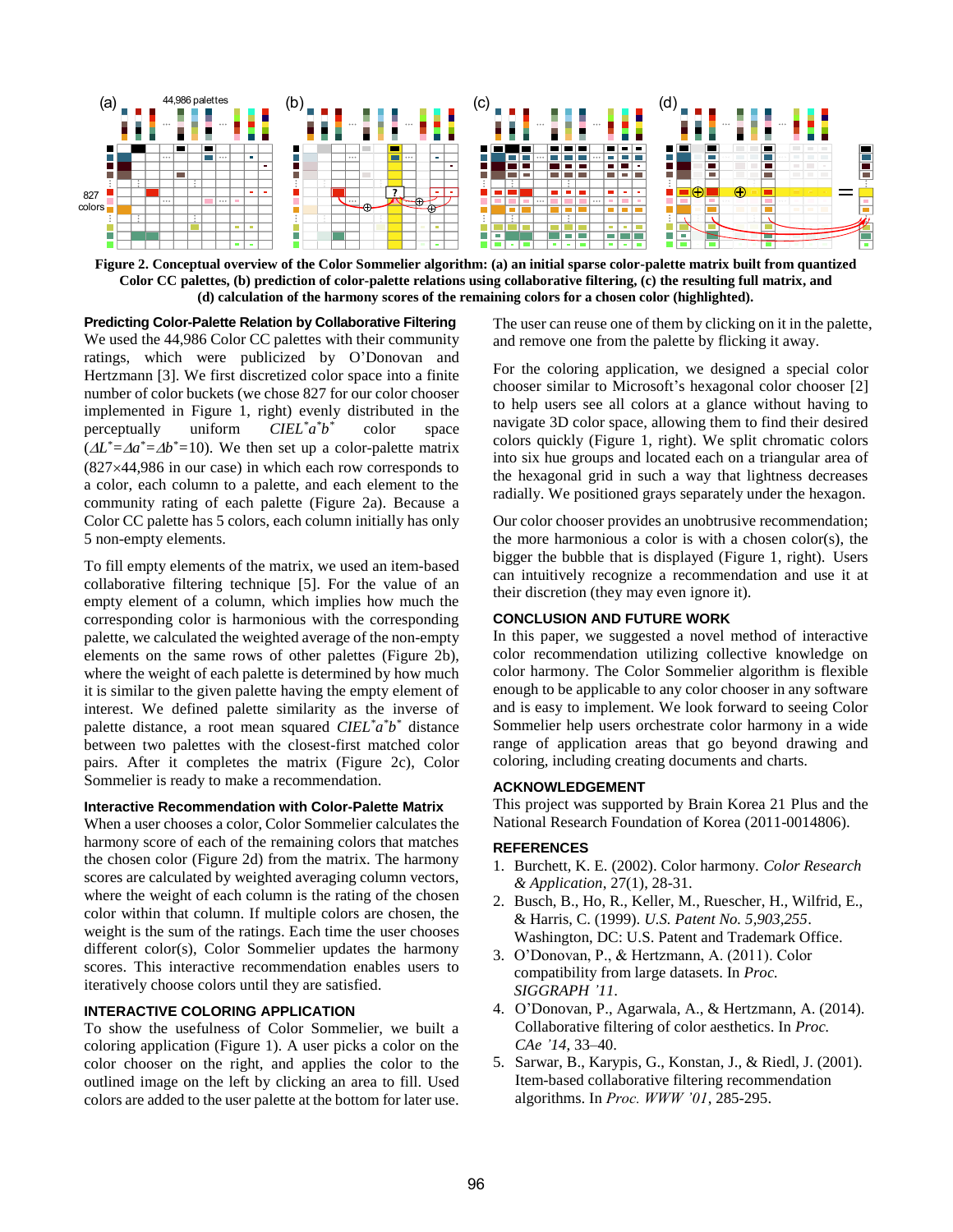(a) 44,986 palettes

827 colors

(b)

(c)

(d)

**Figure 2. Conceptual overview of the Color Sommelier algorithm: (a) an initial sparse color-palette matrix built from quantized Color CC palettes, (b) prediction of color-palette relations using collaborative filtering, (c) the resulting full matrix, and (d) calculation of the harmony scores of the remaining colors for a chosen color (highlighted).**

### Predicting Color-Palette Relation by Collaborative Filtering

We used the 44,986 Color CC palettes with their community ratings, which were publicized by O'Donovan and Hertzmann [3]. We first discretized color space into a finite number of color buckets (we chose 827 for our color chooser implemented in Figure 1, right) evenly distributed in the perceptually uniform $CIEL^*a^*b^*$ color space ($\Delta L^*=\Delta a^*=\Delta b^*=10$). We then set up a color-palette matrix (827×44,986 in our case) in which each row corresponds to a color, each column to a palette, and each element to the community rating of each palette (Figure 2a). Because a Color CC palette has 5 colors, each column initially has only 5 non-empty elements.

To fill empty elements of the matrix, we used an item-based collaborative filtering technique [5]. For the value of an empty element of a column, which implies how much the corresponding color is harmonious with the corresponding palette, we calculated the weighted average of the non-empty elements on the same rows of other palettes (Figure 2b), where the weight of each palette is determined by how much it is similar to the given palette having the empty element of interest. We defined palette similarity as the inverse of palette distance, a root mean squared $CIEL^*a^*b^*$ distance between two palettes with the closest-first matched color pairs. After it completes the matrix (Figure 2c), Color Sommelier is ready to make a recommendation.

### Interactive Recommendation with Color-Palette Matrix

When a user chooses a color, Color Sommelier calculates the harmony score of each of the remaining colors that matches the chosen color (Figure 2d) from the matrix. The harmony scores are calculated by weighted averaging column vectors, where the weight of each column is the rating of the chosen color within that column. If multiple colors are chosen, the weight is the sum of the ratings. Each time the user chooses different color(s), Color Sommelier updates the harmony scores. This interactive recommendation enables users to iteratively choose colors until they are satisfied.

## INTERACTIVE COLORING APPLICATION

To show the usefulness of Color Sommelier, we built a coloring application (Figure 1). A user picks a color on the color chooser on the right, and applies the color to the outlined image on the left by clicking an area to fill. Used colors are added to the user palette at the bottom for later use. The user can reuse one of them by clicking on it in the palette, and remove one from the palette by flicking it away.

For the coloring application, we designed a special color chooser similar to Microsoft's hexagonal color chooser [2] to help users see all colors at a glance without having to navigate 3D color space, allowing them to find their desired colors quickly (Figure 1, right). We split chromatic colors into six hue groups and located each on a triangular area of the hexagonal grid in such a way that lightness decreases radially. We positioned grays separately under the hexagon.

Our color chooser provides an unobtrusive recommendation; the more harmonious a color is with a chosen color(s), the bigger the bubble that is displayed (Figure 1, right). Users can intuitively recognize a recommendation and use it at their discretion (they may even ignore it).

## CONCLUSION AND FUTURE WORK

In this paper, we suggested a novel method of interactive color recommendation utilizing collective knowledge on color harmony. The Color Sommelier algorithm is flexible enough to be applicable to any color chooser in any software and is easy to implement. We look forward to seeing Color Sommelier help users orchestrate color harmony in a wide range of application areas that go beyond drawing and coloring, including creating documents and charts.

## ACKNOWLEDGEMENT

This project was supported by Brain Korea 21 Plus and the National Research Foundation of Korea (2011-0014806).

## REFERENCES

1. Burchett, K. E. (2002). Color harmony. *Color Research & Application*, 27(1), 28-31.
2. Busch, B., Ho, R., Keller, M., Ruescher, H., Wilfrid, E., & Harris, C. (1999). *U.S. Patent No. 5,903,255*. Washington, DC: U.S. Patent and Trademark Office.
3. O'Donovan, P., & Hertzmann, A. (2011). Color compatibility from large datasets. In *Proc. SIGGRAPH '11*.
4. O'Donovan, P., Agarwala, A., & Hertzmann, A. (2014). Collaborative filtering of color aesthetics. In *Proc. CAe '14*, 33–40.
5. Sarwar, B., Karypis, G., Konstan, J., & Riedl, J. (2001). Item-based collaborative filtering recommendation algorithms. In *Proc. WWW '01*, 285-295.